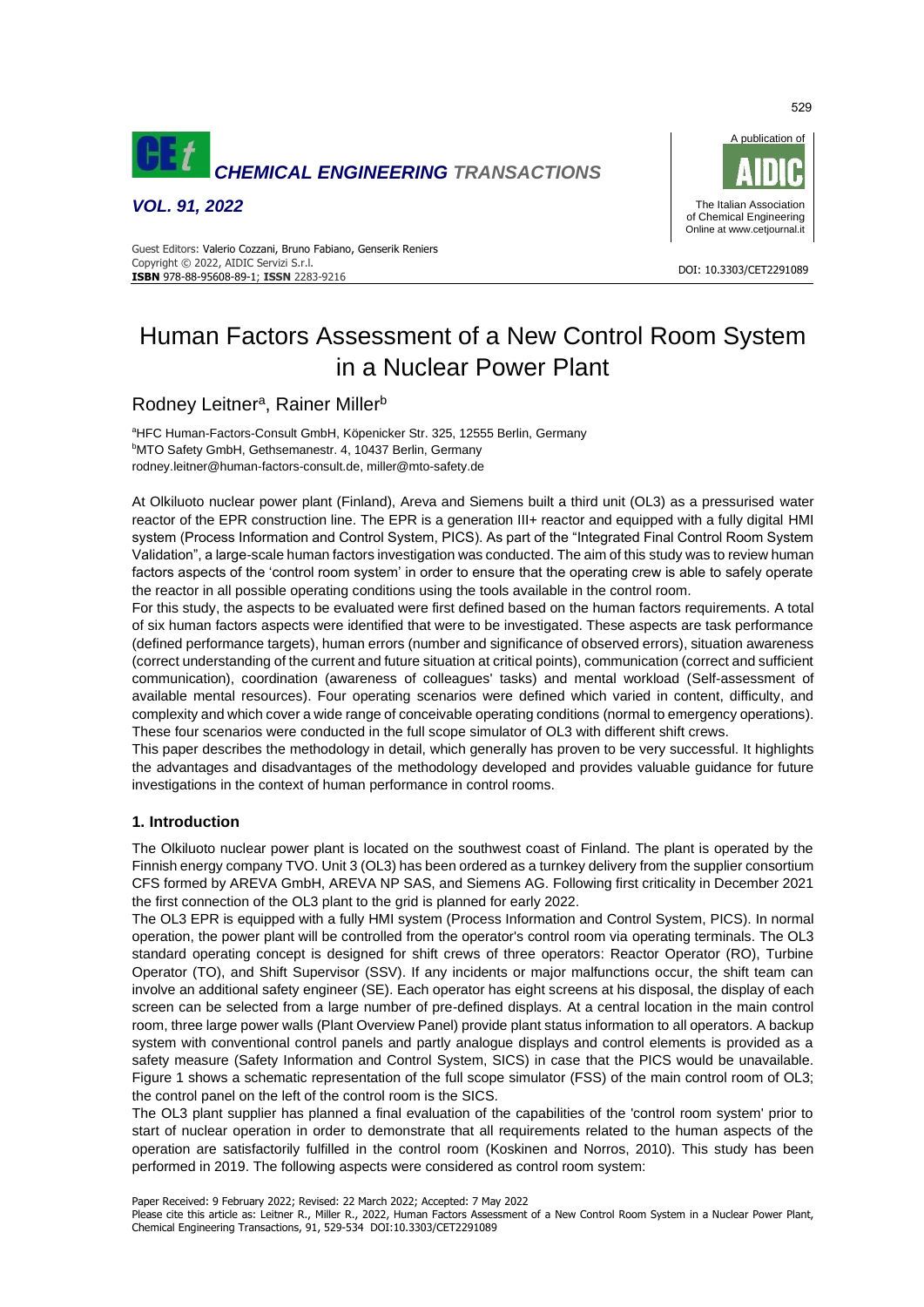# Human Factors Assessment of a New Control Room System in a Nuclear Power Plant

Rodney Leitner[a], Rainer Miller[b]

[a]HFC Human-Factors-Consult GmbH, Köpenicker Str. 325, 12555 Berlin, Germany
[b]MTO Safety GmbH, Gethsemanestr. 4, 10437 Berlin, Germany
rodney.leitner@human-factors-consult.de, miller@mto-safety.de

At Olkiluoto nuclear power plant (Finland), Areva and Siemens built a third unit (OL3) as a pressurised water reactor of the EPR construction line. The EPR is a generation III+ reactor and equipped with a fully digital HMI system (Process Information and Control System, PICS). As part of the "Integrated Final Control Room System Validation", a large-scale human factors investigation was conducted. The aim of this study was to review human factors aspects of the 'control room system' in order to ensure that the operating crew is able to safely operate the reactor in all possible operating conditions using the tools available in the control room.

For this study, the aspects to be evaluated were first defined based on the human factors requirements. A total of six human factors aspects were identified that were to be investigated. These aspects are task performance (defined performance targets), human errors (number and significance of observed errors), situation awareness (correct understanding of the current and future situation at critical points), communication (correct and sufficient communication), coordination (awareness of colleagues' tasks) and mental workload (Self-assessment of available mental resources). Four operating scenarios were defined which varied in content, difficulty, and complexity and which cover a wide range of conceivable operating conditions (normal to emergency operations). These four scenarios were conducted in the full scope simulator of OL3 with different shift crews.

This paper describes the methodology in detail, which generally has proven to be very successful. It highlights the advantages and disadvantages of the methodology developed and provides valuable guidance for future investigations in the context of human performance in control rooms.

## 1. Introduction

The Olkiluoto nuclear power plant is located on the southwest coast of Finland. The plant is operated by the Finnish energy company TVO. Unit 3 (OL3) has been ordered as a turnkey delivery from the supplier consortium CFS formed by AREVA GmbH, AREVA NP SAS, and Siemens AG. Following first criticality in December 2021 the first connection of the OL3 plant to the grid is planned for early 2022.

The OL3 EPR is equipped with a fully HMI system (Process Information and Control System, PICS). In normal operation, the power plant will be controlled from the operator's control room via operating terminals. The OL3 standard operating concept is designed for shift crews of three operators: Reactor Operator (RO), Turbine Operator (TO), and Shift Supervisor (SSV). If any incidents or major malfunctions occur, the shift team can involve an additional safety engineer (SE). Each operator has eight screens at his disposal, the display of each screen can be selected from a large number of pre-defined displays. At a central location in the main control room, three large power walls (Plant Overview Panel) provide plant status information to all operators. A backup system with conventional control panels and partly analogue displays and control elements is provided as a safety measure (Safety Information and Control System, SICS) in case that the PICS would be unavailable. Figure 1 shows a schematic representation of the full scope simulator (FSS) of the main control room of OL3; the control panel on the left of the control room is the SICS.

The OL3 plant supplier has planned a final evaluation of the capabilities of the 'control room system' prior to start of nuclear operation in order to demonstrate that all requirements related to the human aspects of the operation are satisfactorily fulfilled in the control room (Koskinen and Norros, 2010). This study has been performed in 2019. The following aspects were considered as control room system:

Paper Received: 9 February 2022; Revised: 22 March 2022; Accepted: 7 May 2022
Please cite this article as: Leitner R., Miller R., 2022, Human Factors Assessment of a New Control Room System in a Nuclear Power Plant, Chemical Engineering Transactions, 91, 529-534 DOI:10.3303/CET2291089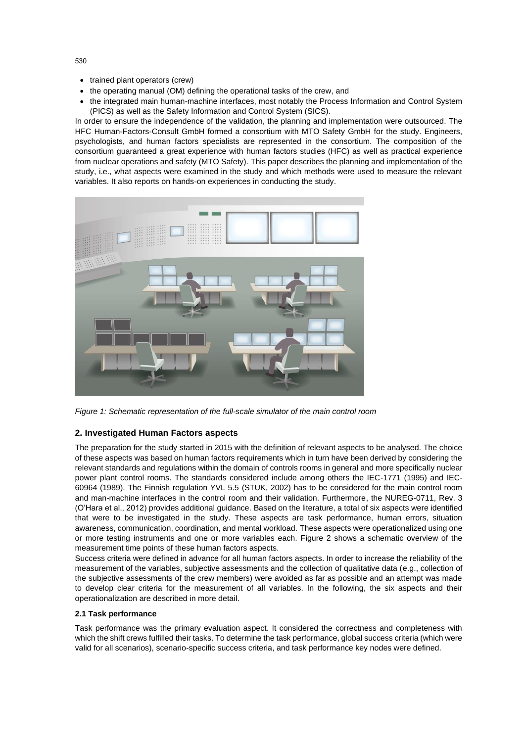- trained plant operators (crew)
- the operating manual (OM) defining the operational tasks of the crew, and
- the integrated main human-machine interfaces, most notably the Process Information and Control System (PICS) as well as the Safety Information and Control System (SICS).

In order to ensure the independence of the validation, the planning and implementation were outsourced. The HFC Human-Factors-Consult GmbH formed a consortium with MTO Safety GmbH for the study. Engineers, psychologists, and human factors specialists are represented in the consortium. The composition of the consortium guaranteed a great experience with human factors studies (HFC) as well as practical experience from nuclear operations and safety (MTO Safety). This paper describes the planning and implementation of the study, i.e., what aspects were examined in the study and which methods were used to measure the relevant variables. It also reports on hands-on experiences in conducting the study.

*Figure 1: Schematic representation of the full-scale simulator of the main control room*

## 2. Investigated Human Factors aspects

The preparation for the study started in 2015 with the definition of relevant aspects to be analysed. The choice of these aspects was based on human factors requirements which in turn have been derived by considering the relevant standards and regulations within the domain of controls rooms in general and more specifically nuclear power plant control rooms. The standards considered include among others the IEC-1771 (1995) and IEC-60964 (1989). The Finnish regulation YVL 5.5 (STUK, 2002) has to be considered for the main control room and man-machine interfaces in the control room and their validation. Furthermore, the NUREG-0711, Rev. 3 (O'Hara et al., 2012) provides additional guidance. Based on the literature, a total of six aspects were identified that were to be investigated in the study. These aspects are task performance, human errors, situation awareness, communication, coordination, and mental workload. These aspects were operationalized using one or more testing instruments and one or more variables each. Figure 2 shows a schematic overview of the measurement time points of these human factors aspects.

Success criteria were defined in advance for all human factors aspects. In order to increase the reliability of the measurement of the variables, subjective assessments and the collection of qualitative data (e.g., collection of the subjective assessments of the crew members) were avoided as far as possible and an attempt was made to develop clear criteria for the measurement of all variables. In the following, the six aspects and their operationalization are described in more detail.

### 2.1 Task performance

Task performance was the primary evaluation aspect. It considered the correctness and completeness with which the shift crews fulfilled their tasks. To determine the task performance, global success criteria (which were valid for all scenarios), scenario-specific success criteria, and task performance key nodes were defined.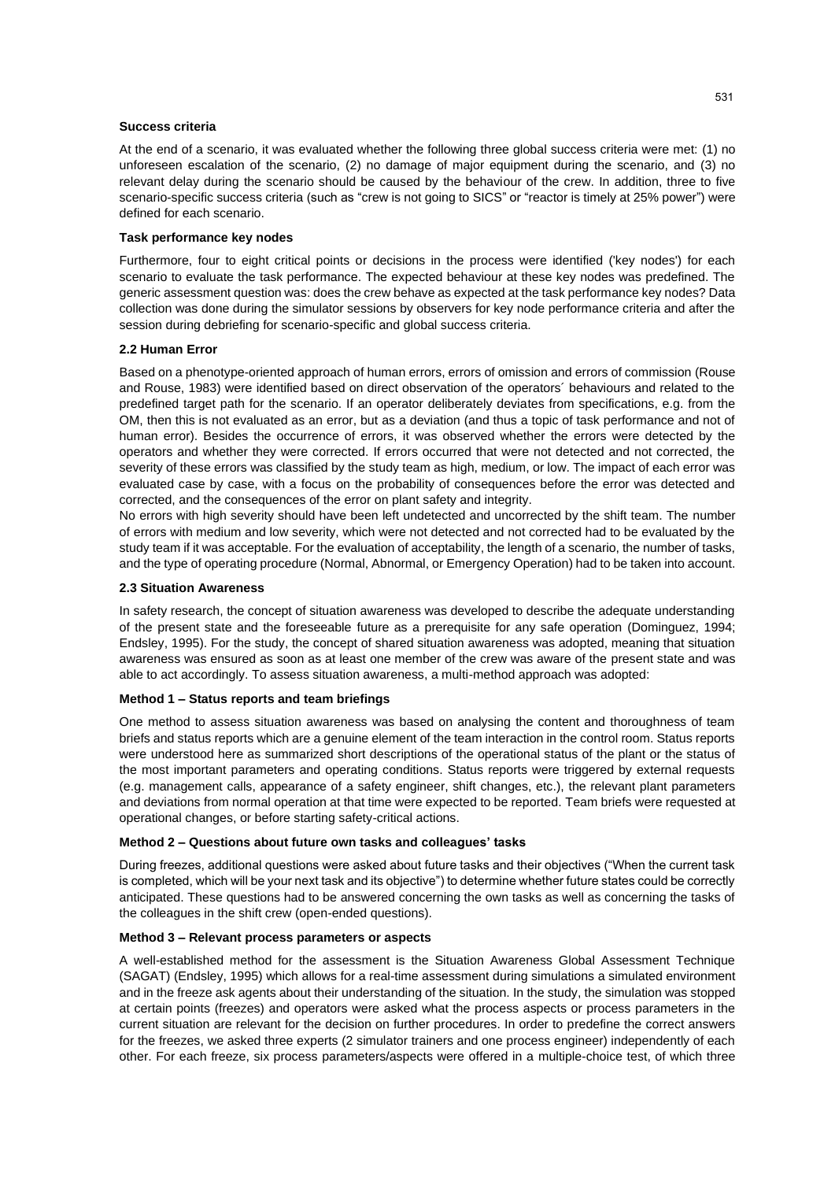**Success criteria**

At the end of a scenario, it was evaluated whether the following three global success criteria were met: (1) no unforeseen escalation of the scenario, (2) no damage of major equipment during the scenario, and (3) no relevant delay during the scenario should be caused by the behaviour of the crew. In addition, three to five scenario-specific success criteria (such as "crew is not going to SICS" or "reactor is timely at 25% power") were defined for each scenario.

**Task performance key nodes**

Furthermore, four to eight critical points or decisions in the process were identified ('key nodes') for each scenario to evaluate the task performance. The expected behaviour at these key nodes was predefined. The generic assessment question was: does the crew behave as expected at the task performance key nodes? Data collection was done during the simulator sessions by observers for key node performance criteria and after the session during debriefing for scenario-specific and global success criteria.

### 2.2 Human Error

Based on a phenotype-oriented approach of human errors, errors of omission and errors of commission (Rouse and Rouse, 1983) were identified based on direct observation of the operators´ behaviours and related to the predefined target path for the scenario. If an operator deliberately deviates from specifications, e.g. from the OM, then this is not evaluated as an error, but as a deviation (and thus a topic of task performance and not of human error). Besides the occurrence of errors, it was observed whether the errors were detected by the operators and whether they were corrected. If errors occurred that were not detected and not corrected, the severity of these errors was classified by the study team as high, medium, or low. The impact of each error was evaluated case by case, with a focus on the probability of consequences before the error was detected and corrected, and the consequences of the error on plant safety and integrity.

No errors with high severity should have been left undetected and uncorrected by the shift team. The number of errors with medium and low severity, which were not detected and not corrected had to be evaluated by the study team if it was acceptable. For the evaluation of acceptability, the length of a scenario, the number of tasks, and the type of operating procedure (Normal, Abnormal, or Emergency Operation) had to be taken into account.

### 2.3 Situation Awareness

In safety research, the concept of situation awareness was developed to describe the adequate understanding of the present state and the foreseeable future as a prerequisite for any safe operation (Dominguez, 1994; Endsley, 1995). For the study, the concept of shared situation awareness was adopted, meaning that situation awareness was ensured as soon as at least one member of the crew was aware of the present state and was able to act accordingly. To assess situation awareness, a multi-method approach was adopted:

**Method 1 – Status reports and team briefings**

One method to assess situation awareness was based on analysing the content and thoroughness of team briefs and status reports which are a genuine element of the team interaction in the control room. Status reports were understood here as summarized short descriptions of the operational status of the plant or the status of the most important parameters and operating conditions. Status reports were triggered by external requests (e.g. management calls, appearance of a safety engineer, shift changes, etc.), the relevant plant parameters and deviations from normal operation at that time were expected to be reported. Team briefs were requested at operational changes, or before starting safety-critical actions.

**Method 2 – Questions about future own tasks and colleagues' tasks**

During freezes, additional questions were asked about future tasks and their objectives ("When the current task is completed, which will be your next task and its objective") to determine whether future states could be correctly anticipated. These questions had to be answered concerning the own tasks as well as concerning the tasks of the colleagues in the shift crew (open-ended questions).

**Method 3 – Relevant process parameters or aspects**

A well-established method for the assessment is the Situation Awareness Global Assessment Technique (SAGAT) (Endsley, 1995) which allows for a real-time assessment during simulations a simulated environment and in the freeze ask agents about their understanding of the situation. In the study, the simulation was stopped at certain points (freezes) and operators were asked what the process aspects or process parameters in the current situation are relevant for the decision on further procedures. In order to predefine the correct answers for the freezes, we asked three experts (2 simulator trainers and one process engineer) independently of each other. For each freeze, six process parameters/aspects were offered in a multiple-choice test, of which three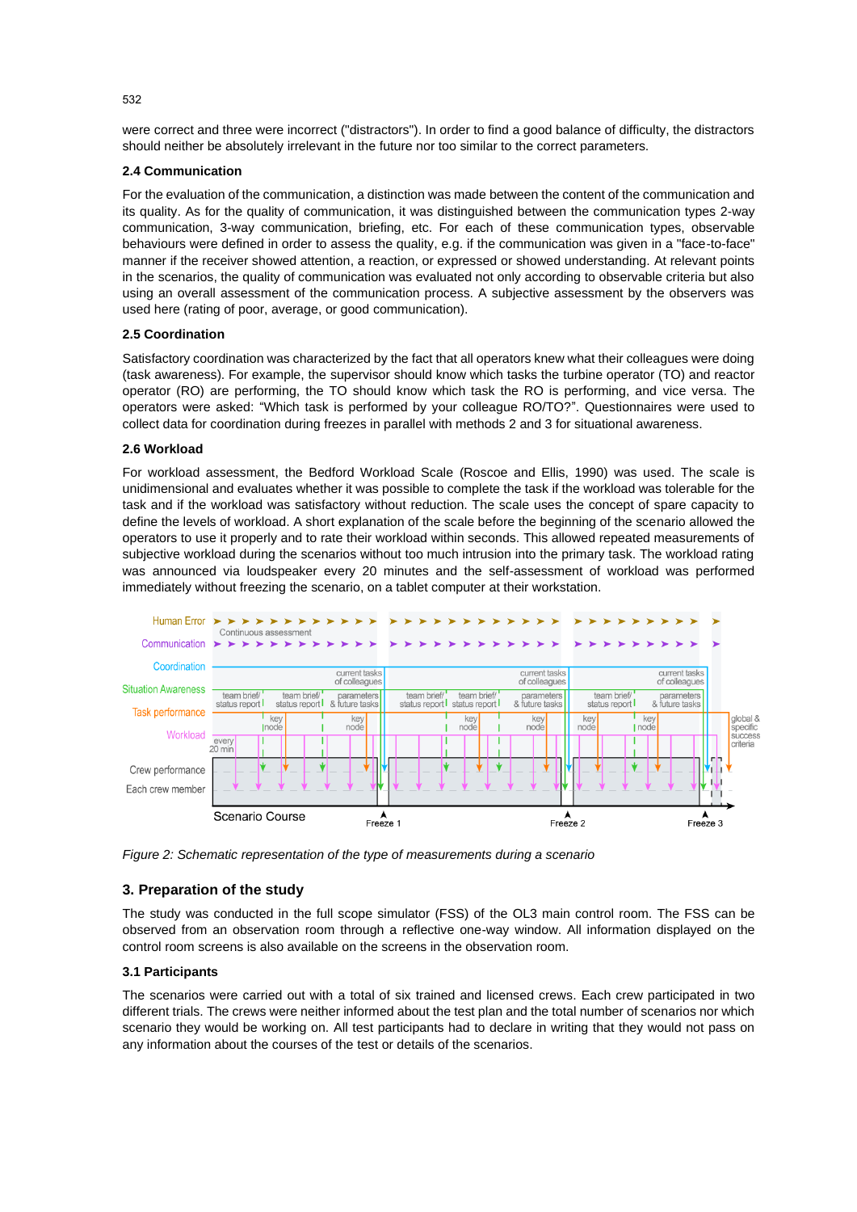were correct and three were incorrect ("distractors"). In order to find a good balance of difficulty, the distractors should neither be absolutely irrelevant in the future nor too similar to the correct parameters.

### 2.4 Communication

For the evaluation of the communication, a distinction was made between the content of the communication and its quality. As for the quality of communication, it was distinguished between the communication types 2-way communication, 3-way communication, briefing, etc. For each of these communication types, observable behaviours were defined in order to assess the quality, e.g. if the communication was given in a "face-to-face" manner if the receiver showed attention, a reaction, or expressed or showed understanding. At relevant points in the scenarios, the quality of communication was evaluated not only according to observable criteria but also using an overall assessment of the communication process. A subjective assessment by the observers was used here (rating of poor, average, or good communication).

### 2.5 Coordination

Satisfactory coordination was characterized by the fact that all operators knew what their colleagues were doing (task awareness). For example, the supervisor should know which tasks the turbine operator (TO) and reactor operator (RO) are performing, the TO should know which task the RO is performing, and vice versa. The operators were asked: "Which task is performed by your colleague RO/TO?". Questionnaires were used to collect data for coordination during freezes in parallel with methods 2 and 3 for situational awareness.

### 2.6 Workload

For workload assessment, the Bedford Workload Scale (Roscoe and Ellis, 1990) was used. The scale is unidimensional and evaluates whether it was possible to complete the task if the workload was tolerable for the task and if the workload was satisfactory without reduction. The scale uses the concept of spare capacity to define the levels of workload. A short explanation of the scale before the beginning of the scenario allowed the operators to use it properly and to rate their workload within seconds. This allowed repeated measurements of subjective workload during the scenarios without too much intrusion into the primary task. The workload rating was announced via loudspeaker every 20 minutes and the self-assessment of workload was performed immediately without freezing the scenario, on a tablet computer at their workstation.

*Figure 2: Schematic representation of the type of measurements during a scenario*

## 3. Preparation of the study

The study was conducted in the full scope simulator (FSS) of the OL3 main control room. The FSS can be observed from an observation room through a reflective one-way window. All information displayed on the control room screens is also available on the screens in the observation room.

### 3.1 Participants

The scenarios were carried out with a total of six trained and licensed crews. Each crew participated in two different trials. The crews were neither informed about the test plan and the total number of scenarios nor which scenario they would be working on. All test participants had to declare in writing that they would not pass on any information about the courses of the test or details of the scenarios.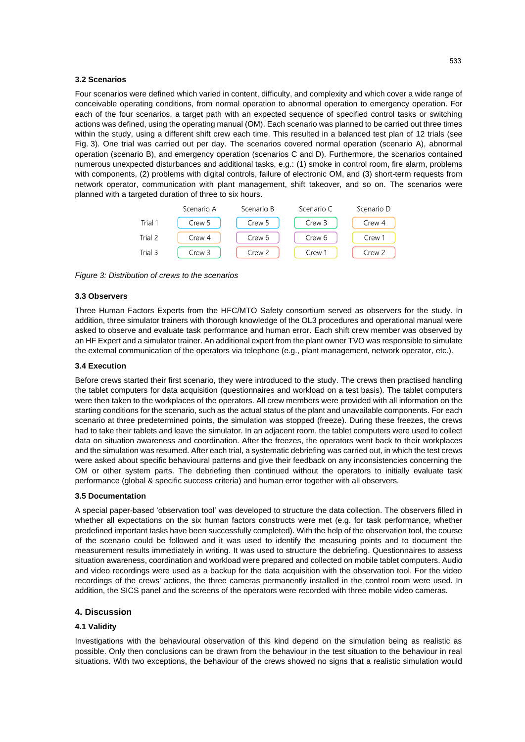### 3.2 Scenarios

Four scenarios were defined which varied in content, difficulty, and complexity and which cover a wide range of conceivable operating conditions, from normal operation to abnormal operation to emergency operation. For each of the four scenarios, a target path with an expected sequence of specified control tasks or switching actions was defined, using the operating manual (OM). Each scenario was planned to be carried out three times within the study, using a different shift crew each time. This resulted in a balanced test plan of 12 trials (see Fig. 3). One trial was carried out per day. The scenarios covered normal operation (scenario A), abnormal operation (scenario B), and emergency operation (scenarios C and D). Furthermore, the scenarios contained numerous unexpected disturbances and additional tasks, e.g.: (1) smoke in control room, fire alarm, problems with components, (2) problems with digital controls, failure of electronic OM, and (3) short-term requests from network operator, communication with plant management, shift takeover, and so on. The scenarios were planned with a targeted duration of three to six hours.

| | Scenario A | Scenario B | Scenario C | Scenario D |
|---|---|---|---|---|
| Trial 1 | Crew 5 | Crew 5 | Crew 3 | Crew 4 |
| Trial 2 | Crew 4 | Crew 6 | Crew 6 | Crew 1 |
| Trial 3 | Crew 3 | Crew 2 | Crew 1 | Crew 2 |

*Figure 3: Distribution of crews to the scenarios*

### 3.3 Observers

Three Human Factors Experts from the HFC/MTO Safety consortium served as observers for the study. In addition, three simulator trainers with thorough knowledge of the OL3 procedures and operational manual were asked to observe and evaluate task performance and human error. Each shift crew member was observed by an HF Expert and a simulator trainer. An additional expert from the plant owner TVO was responsible to simulate the external communication of the operators via telephone (e.g., plant management, network operator, etc.).

### 3.4 Execution

Before crews started their first scenario, they were introduced to the study. The crews then practised handling the tablet computers for data acquisition (questionnaires and workload on a test basis). The tablet computers were then taken to the workplaces of the operators. All crew members were provided with all information on the starting conditions for the scenario, such as the actual status of the plant and unavailable components. For each scenario at three predetermined points, the simulation was stopped (freeze). During these freezes, the crews had to take their tablets and leave the simulator. In an adjacent room, the tablet computers were used to collect data on situation awareness and coordination. After the freezes, the operators went back to their workplaces and the simulation was resumed. After each trial, a systematic debriefing was carried out, in which the test crews were asked about specific behavioural patterns and give their feedback on any inconsistencies concerning the OM or other system parts. The debriefing then continued without the operators to initially evaluate task performance (global & specific success criteria) and human error together with all observers.

### 3.5 Documentation

A special paper-based 'observation tool' was developed to structure the data collection. The observers filled in whether all expectations on the six human factors constructs were met (e.g. for task performance, whether predefined important tasks have been successfully completed). With the help of the observation tool, the course of the scenario could be followed and it was used to identify the measuring points and to document the measurement results immediately in writing. It was used to structure the debriefing. Questionnaires to assess situation awareness, coordination and workload were prepared and collected on mobile tablet computers. Audio and video recordings were used as a backup for the data acquisition with the observation tool. For the video recordings of the crews' actions, the three cameras permanently installed in the control room were used. In addition, the SICS panel and the screens of the operators were recorded with three mobile video cameras.

## 4. Discussion

### 4.1 Validity

Investigations with the behavioural observation of this kind depend on the simulation being as realistic as possible. Only then conclusions can be drawn from the behaviour in the test situation to the behaviour in real situations. With two exceptions, the behaviour of the crews showed no signs that a realistic simulation would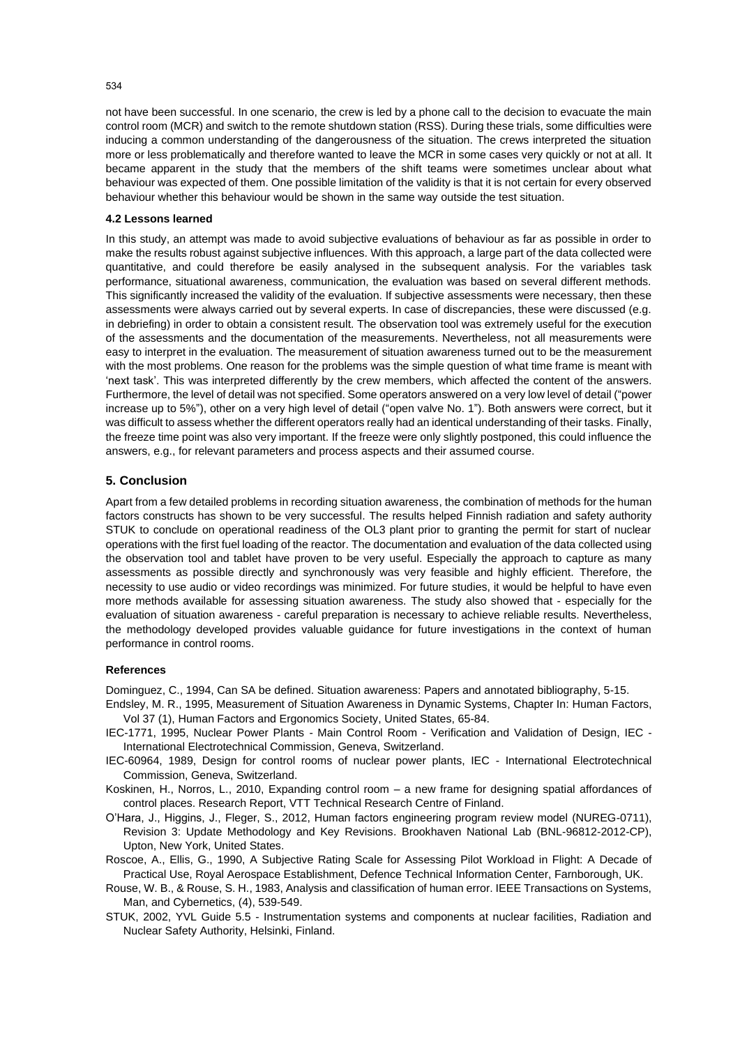not have been successful. In one scenario, the crew is led by a phone call to the decision to evacuate the main control room (MCR) and switch to the remote shutdown station (RSS). During these trials, some difficulties were inducing a common understanding of the dangerousness of the situation. The crews interpreted the situation more or less problematically and therefore wanted to leave the MCR in some cases very quickly or not at all. It became apparent in the study that the members of the shift teams were sometimes unclear about what behaviour was expected of them. One possible limitation of the validity is that it is not certain for every observed behaviour whether this behaviour would be shown in the same way outside the test situation.

### 4.2 Lessons learned

In this study, an attempt was made to avoid subjective evaluations of behaviour as far as possible in order to make the results robust against subjective influences. With this approach, a large part of the data collected were quantitative, and could therefore be easily analysed in the subsequent analysis. For the variables task performance, situational awareness, communication, the evaluation was based on several different methods. This significantly increased the validity of the evaluation. If subjective assessments were necessary, then these assessments were always carried out by several experts. In case of discrepancies, these were discussed (e.g. in debriefing) in order to obtain a consistent result. The observation tool was extremely useful for the execution of the assessments and the documentation of the measurements. Nevertheless, not all measurements were easy to interpret in the evaluation. The measurement of situation awareness turned out to be the measurement with the most problems. One reason for the problems was the simple question of what time frame is meant with 'next task'. This was interpreted differently by the crew members, which affected the content of the answers. Furthermore, the level of detail was not specified. Some operators answered on a very low level of detail ("power increase up to 5%"), other on a very high level of detail ("open valve No. 1"). Both answers were correct, but it was difficult to assess whether the different operators really had an identical understanding of their tasks. Finally, the freeze time point was also very important. If the freeze were only slightly postponed, this could influence the answers, e.g., for relevant parameters and process aspects and their assumed course.

## 5. Conclusion

Apart from a few detailed problems in recording situation awareness, the combination of methods for the human factors constructs has shown to be very successful. The results helped Finnish radiation and safety authority STUK to conclude on operational readiness of the OL3 plant prior to granting the permit for start of nuclear operations with the first fuel loading of the reactor. The documentation and evaluation of the data collected using the observation tool and tablet have proven to be very useful. Especially the approach to capture as many assessments as possible directly and synchronously was very feasible and highly efficient. Therefore, the necessity to use audio or video recordings was minimized. For future studies, it would be helpful to have even more methods available for assessing situation awareness. The study also showed that - especially for the evaluation of situation awareness - careful preparation is necessary to achieve reliable results. Nevertheless, the methodology developed provides valuable guidance for future investigations in the context of human performance in control rooms.

### References

Dominguez, C., 1994, Can SA be defined. Situation awareness: Papers and annotated bibliography, 5-15.

Endsley, M. R., 1995, Measurement of Situation Awareness in Dynamic Systems, Chapter In: Human Factors, Vol 37 (1), Human Factors and Ergonomics Society, United States, 65-84.

IEC-1771, 1995, Nuclear Power Plants - Main Control Room - Verification and Validation of Design, IEC - International Electrotechnical Commission, Geneva, Switzerland.

IEC-60964, 1989, Design for control rooms of nuclear power plants, IEC - International Electrotechnical Commission, Geneva, Switzerland.

Koskinen, H., Norros, L., 2010, Expanding control room – a new frame for designing spatial affordances of control places. Research Report, VTT Technical Research Centre of Finland.

O'Hara, J., Higgins, J., Fleger, S., 2012, Human factors engineering program review model (NUREG-0711), Revision 3: Update Methodology and Key Revisions. Brookhaven National Lab (BNL-96812-2012-CP), Upton, New York, United States.

Roscoe, A., Ellis, G., 1990, A Subjective Rating Scale for Assessing Pilot Workload in Flight: A Decade of Practical Use, Royal Aerospace Establishment, Defence Technical Information Center, Farnborough, UK.

Rouse, W. B., & Rouse, S. H., 1983, Analysis and classification of human error. IEEE Transactions on Systems, Man, and Cybernetics, (4), 539-549.

STUK, 2002, YVL Guide 5.5 - Instrumentation systems and components at nuclear facilities, Radiation and Nuclear Safety Authority, Helsinki, Finland.